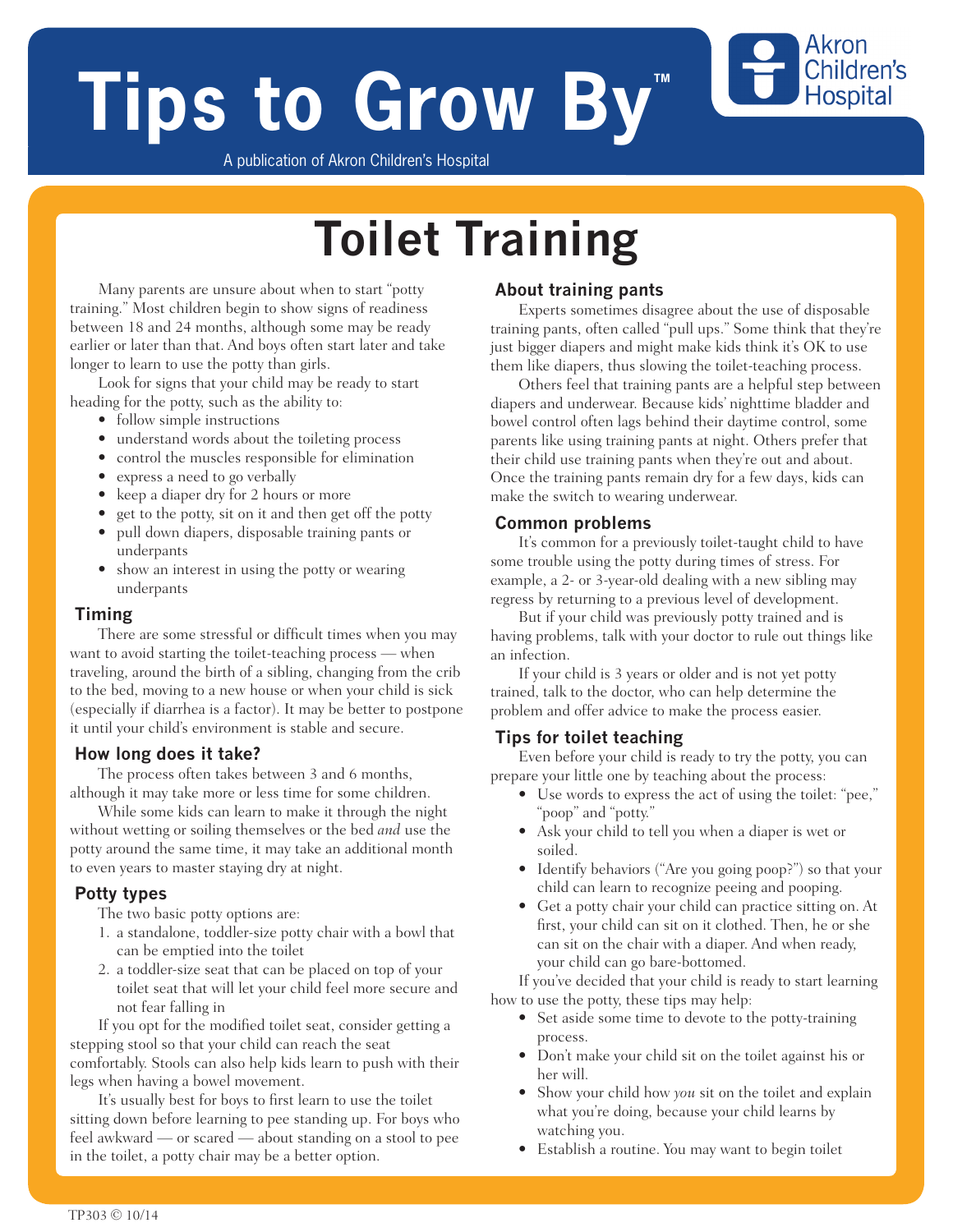# Tips to Grow By™

A publication of Akron Children's Hospital

Akron Children's Hospital

# Toilet Training

Many parents are unsure about when to start "potty training." Most children begin to show signs of readiness between 18 and 24 months, although some may be ready earlier or later than that. And boys often start later and take longer to learn to use the potty than girls.

Look for signs that your child may be ready to start heading for the potty, such as the ability to:

- follow simple instructions
- understand words about the toileting process
- control the muscles responsible for elimination
- express a need to go verbally
- keep a diaper dry for 2 hours or more
- get to the potty, sit on it and then get off the potty
- pull down diapers, disposable training pants or underpants
- show an interest in using the potty or wearing underpants

## Timing

There are some stressful or difficult times when you may want to avoid starting the toilet-teaching process — when traveling, around the birth of a sibling, changing from the crib to the bed, moving to a new house or when your child is sick (especially if diarrhea is a factor). It may be better to postpone it until your child's environment is stable and secure.

## How long does it take?

The process often takes between 3 and 6 months, although it may take more or less time for some children.

While some kids can learn to make it through the night without wetting or soiling themselves or the bed *and* use the potty around the same time, it may take an additional month to even years to master staying dry at night.

## Potty types

The two basic potty options are:

1. a standalone, toddler-size potty chair with a bowl that can be emptied into the toilet
2. a toddler-size seat that can be placed on top of your toilet seat that will let your child feel more secure and not fear falling in

If you opt for the modified toilet seat, consider getting a stepping stool so that your child can reach the seat comfortably. Stools can also help kids learn to push with their legs when having a bowel movement.

It's usually best for boys to first learn to use the toilet sitting down before learning to pee standing up. For boys who feel awkward — or scared — about standing on a stool to pee in the toilet, a potty chair may be a better option.

## About training pants

Experts sometimes disagree about the use of disposable training pants, often called "pull ups." Some think that they're just bigger diapers and might make kids think it's OK to use them like diapers, thus slowing the toilet-teaching process.

Others feel that training pants are a helpful step between diapers and underwear. Because kids' nighttime bladder and bowel control often lags behind their daytime control, some parents like using training pants at night. Others prefer that their child use training pants when they're out and about. Once the training pants remain dry for a few days, kids can make the switch to wearing underwear.

## Common problems

It's common for a previously toilet-taught child to have some trouble using the potty during times of stress. For example, a 2- or 3-year-old dealing with a new sibling may regress by returning to a previous level of development.

But if your child was previously potty trained and is having problems, talk with your doctor to rule out things like an infection.

If your child is 3 years or older and is not yet potty trained, talk to the doctor, who can help determine the problem and offer advice to make the process easier.

## Tips for toilet teaching

Even before your child is ready to try the potty, you can prepare your little one by teaching about the process:

- Use words to express the act of using the toilet: "pee," "poop" and "potty."
- Ask your child to tell you when a diaper is wet or soiled.
- Identify behaviors ("Are you going poop?") so that your child can learn to recognize peeing and pooping.
- Get a potty chair your child can practice sitting on. At first, your child can sit on it clothed. Then, he or she can sit on the chair with a diaper. And when ready, your child can go bare-bottomed.

If you've decided that your child is ready to start learning how to use the potty, these tips may help:

- Set aside some time to devote to the potty-training process.
- Don't make your child sit on the toilet against his or her will.
- Show your child how *you* sit on the toilet and explain what you're doing, because your child learns by watching you.
- Establish a routine. You may want to begin toilet

TP303 © 10/14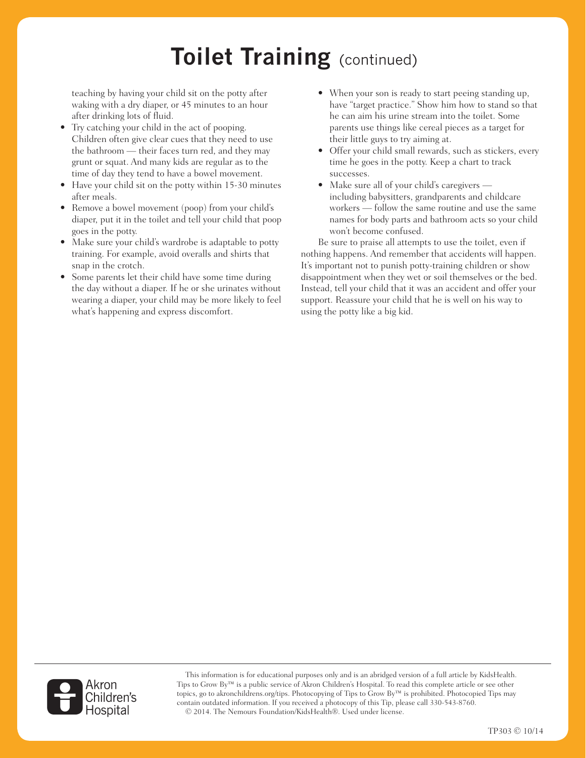# Toilet Training (continued)

teaching by having your child sit on the potty after waking with a dry diaper, or 45 minutes to an hour after drinking lots of fluid.

- Try catching your child in the act of pooping. Children often give clear cues that they need to use the bathroom — their faces turn red, and they may grunt or squat. And many kids are regular as to the time of day they tend to have a bowel movement.
- Have your child sit on the potty within 15-30 minutes after meals.
- Remove a bowel movement (poop) from your child's diaper, put it in the toilet and tell your child that poop goes in the potty.
- Make sure your child's wardrobe is adaptable to potty training. For example, avoid overalls and shirts that snap in the crotch.
- Some parents let their child have some time during the day without a diaper. If he or she urinates without wearing a diaper, your child may be more likely to feel what's happening and express discomfort.
- When your son is ready to start peeing standing up, have "target practice." Show him how to stand so that he can aim his urine stream into the toilet. Some parents use things like cereal pieces as a target for their little guys to try aiming at.
- Offer your child small rewards, such as stickers, every time he goes in the potty. Keep a chart to track successes.
- Make sure all of your child's caregivers — including babysitters, grandparents and childcare workers — follow the same routine and use the same names for body parts and bathroom acts so your child won't become confused.

Be sure to praise all attempts to use the toilet, even if nothing happens. And remember that accidents will happen. It's important not to punish potty-training children or show disappointment when they wet or soil themselves or the bed. Instead, tell your child that it was an accident and offer your support. Reassure your child that he is well on his way to using the potty like a big kid.

---

Akron Children's Hospital

This information is for educational purposes only and is an abridged version of a full article by KidsHealth. Tips to Grow By™ is a public service of Akron Children's Hospital. To read this complete article or see other topics, go to akronchildrens.org/tips. Photocopying of Tips to Grow By™ is prohibited. Photocopied Tips may contain outdated information. If you received a photocopy of this Tip, please call 330-543-8760.
© 2014. The Nemours Foundation/KidsHealth®. Used under license.

TP303 © 10/14